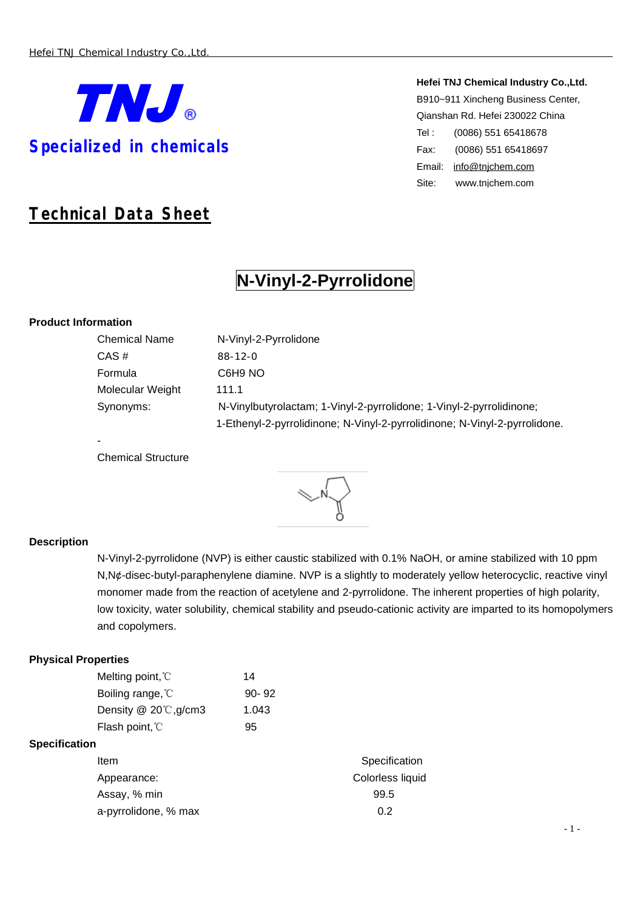**TNJ®**

**Specialized in chemicals**

**Hefei TNJ Chemical Industry Co.,Ltd.**
B910~911 Xincheng Business Center,
Qianshan Rd. Hefei 230022 China
Tel : (0086) 551 65418678
Fax: (0086) 551 65418697
Email: info@tnjchem.com
Site: www.tnjchem.com

# Technical Data Sheet

## N-Vinyl-2-Pyrrolidone

### Product Information

| | |
|---|---|
| Chemical Name | N-Vinyl-2-Pyrrolidone |
| CAS # | 88-12-0 |
| Formula | C6H9 NO |
| Molecular Weight | 111.1 |
| Synonyms: | N-Vinylbutyrolactam; 1-Vinyl-2-pyrrolidone; 1-Vinyl-2-pyrrolidinone; 1-Ethenyl-2-pyrrolidinone; N-Vinyl-2-pyrrolidinone; N-Vinyl-2-pyrrolidone. |

-

Chemical Structure

### Description

N-Vinyl-2-pyrrolidone (NVP) is either caustic stabilized with 0.1% NaOH, or amine stabilized with 10 ppm N,N¢-disec-butyl-paraphenylene diamine. NVP is a slightly to moderately yellow heterocyclic, reactive vinyl monomer made from the reaction of acetylene and 2-pyrrolidone. The inherent properties of high polarity, low toxicity, water solubility, chemical stability and pseudo-cationic activity are imparted to its homopolymers and copolymers.

### Physical Properties

| | |
|---|---|
| Melting point,℃ | 14 |
| Boiling range,℃ | 90- 92 |
| Density @ 20℃,g/cm3 | 1.043 |
| Flash point,℃ | 95 |

### Specification

| Item | Specification |
|---|---|
| Appearance: | Colorless liquid |
| Assay, % min | 99.5 |
| a-pyrrolidone, % max | 0.2 |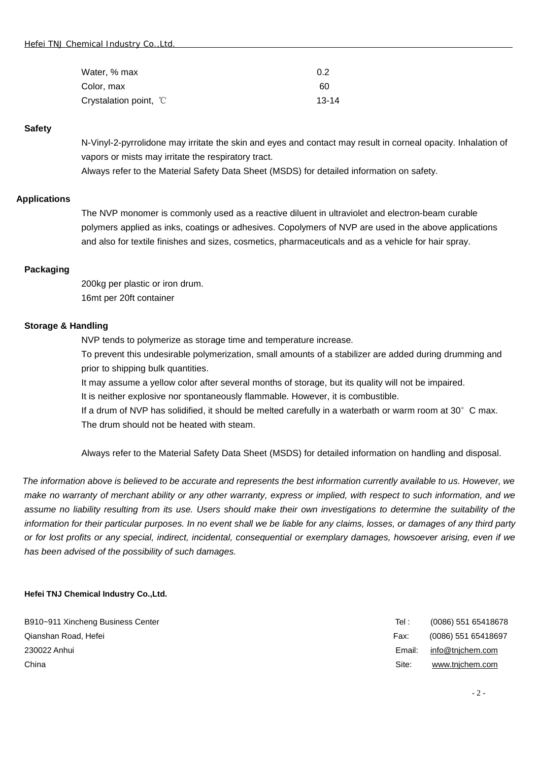| | |
|---|---|
| Water, % max | 0.2 |
| Color, max | 60 |
| Crystalation point, ℃ | 13-14 |

## Safety

N-Vinyl-2-pyrrolidone may irritate the skin and eyes and contact may result in corneal opacity. Inhalation of vapors or mists may irritate the respiratory tract.

Always refer to the Material Safety Data Sheet (MSDS) for detailed information on safety.

## Applications

The NVP monomer is commonly used as a reactive diluent in ultraviolet and electron-beam curable polymers applied as inks, coatings or adhesives. Copolymers of NVP are used in the above applications and also for textile finishes and sizes, cosmetics, pharmaceuticals and as a vehicle for hair spray.

## Packaging

200kg per plastic or iron drum.
16mt per 20ft container

## Storage & Handling

NVP tends to polymerize as storage time and temperature increase.

To prevent this undesirable polymerization, small amounts of a stabilizer are added during drumming and prior to shipping bulk quantities.

It may assume a yellow color after several months of storage, but its quality will not be impaired.

It is neither explosive nor spontaneously flammable. However, it is combustible.

If a drum of NVP has solidified, it should be melted carefully in a waterbath or warm room at 30° C max. The drum should not be heated with steam.

Always refer to the Material Safety Data Sheet (MSDS) for detailed information on handling and disposal.

*The information above is believed to be accurate and represents the best information currently available to us. However, we make no warranty of merchant ability or any other warranty, express or implied, with respect to such information, and we assume no liability resulting from its use. Users should make their own investigations to determine the suitability of the information for their particular purposes. In no event shall we be liable for any claims, losses, or damages of any third party or for lost profits or any special, indirect, incidental, consequential or exemplary damages, howsoever arising, even if we has been advised of the possibility of such damages.*

**Hefei TNJ Chemical Industry Co.,Ltd.**

B910~911 Xincheng Business Center
Qianshan Road, Hefei
230022 Anhui
China

Tel : (0086) 551 65418678
Fax: (0086) 551 65418697
Email: info@tnjchem.com
Site: www.tnjchem.com